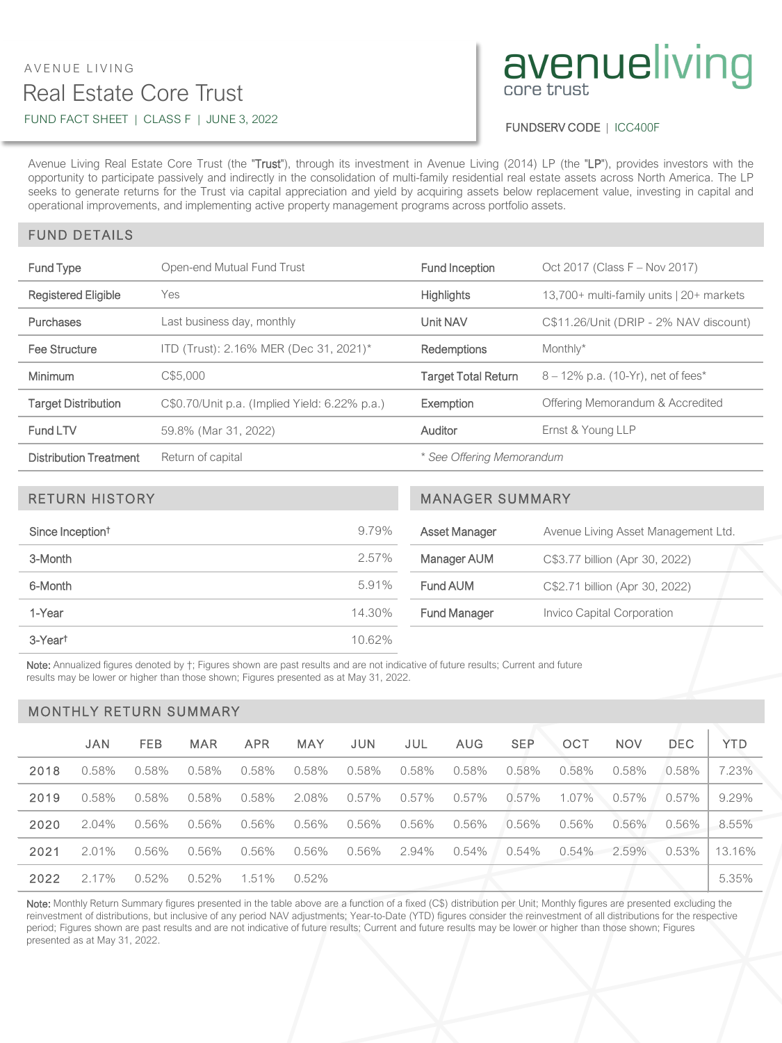AVENUE LIVING

# Real Estate Core Trust

FUND FACT SHEET | CLASS F | JUNE 3, 2022

avenueliving core trust

FUNDSERV CODE | ICC400F

Avenue Living Real Estate Core Trust (the "Trust"), through its investment in Avenue Living (2014) LP (the "LP"), provides investors with the opportunity to participate passively and indirectly in the consolidation of multi-family residential real estate assets across North America. The LP seeks to generate returns for the Trust via capital appreciation and yield by acquiring assets below replacement value, investing in capital and operational improvements, and implementing active property management programs across portfolio assets.

## FUND DETAILS

| | | | |
|---|---|---|---|
| Fund Type | Open-end Mutual Fund Trust | Fund Inception | Oct 2017 (Class F – Nov 2017) |
| Registered Eligible | Yes | Highlights | 13,700+ multi-family units \| 20+ markets |
| Purchases | Last business day, monthly | Unit NAV | C$11.26/Unit (DRIP - 2% NAV discount) |
| Fee Structure | ITD (Trust): 2.16% MER (Dec 31, 2021)* | Redemptions | Monthly* |
| Minimum | C$5,000 | Target Total Return | 8 – 12% p.a. (10-Yr), net of fees* |
| Target Distribution | C$0.70/Unit p.a. (Implied Yield: 6.22% p.a.) | Exemption | Offering Memorandum & Accredited |
| Fund LTV | 59.8% (Mar 31, 2022) | Auditor | Ernst & Young LLP |
| Distribution Treatment | Return of capital | *\* See Offering Memorandum* | |

## RETURN HISTORY

| | |
|---|---|
| Since Inception† | 9.79% |
| 3-Month | 2.57% |
| 6-Month | 5.91% |
| 1-Year | 14.30% |
| 3-Year† | 10.62% |

## MANAGER SUMMARY

| | |
|---|---|
| Asset Manager | Avenue Living Asset Management Ltd. |
| Manager AUM | C$3.77 billion (Apr 30, 2022) |
| Fund AUM | C$2.71 billion (Apr 30, 2022) |
| Fund Manager | Invico Capital Corporation |

**Note:** Annualized figures denoted by †; Figures shown are past results and are not indicative of future results; Current and future results may be lower or higher than those shown; Figures presented as at May 31, 2022.

## MONTHLY RETURN SUMMARY

| | JAN | FEB | MAR | APR | MAY | JUN | JUL | AUG | SEP | OCT | NOV | DEC | YTD |
|---|---|---|---|---|---|---|---|---|---|---|---|---|---|
| 2018 | 0.58% | 0.58% | 0.58% | 0.58% | 0.58% | 0.58% | 0.58% | 0.58% | 0.58% | 0.58% | 0.58% | 0.58% | 7.23% |
| 2019 | 0.58% | 0.58% | 0.58% | 0.58% | 2.08% | 0.57% | 0.57% | 0.57% | 0.57% | 1.07% | 0.57% | 0.57% | 9.29% |
| 2020 | 2.04% | 0.56% | 0.56% | 0.56% | 0.56% | 0.56% | 0.56% | 0.56% | 0.56% | 0.56% | 0.56% | 0.56% | 8.55% |
| 2021 | 2.01% | 0.56% | 0.56% | 0.56% | 0.56% | 0.56% | 2.94% | 0.54% | 0.54% | 0.54% | 2.59% | 0.53% | 13.16% |
| 2022 | 2.17% | 0.52% | 0.52% | 1.51% | 0.52% | | | | | | | | 5.35% |

**Note:** Monthly Return Summary figures presented in the table above are a function of a fixed (C$) distribution per Unit; Monthly figures are presented excluding the reinvestment of distributions, but inclusive of any period NAV adjustments; Year-to-Date (YTD) figures consider the reinvestment of all distributions for the respective period; Figures shown are past results and are not indicative of future results; Current and future results may be lower or higher than those shown; Figures presented as at May 31, 2022.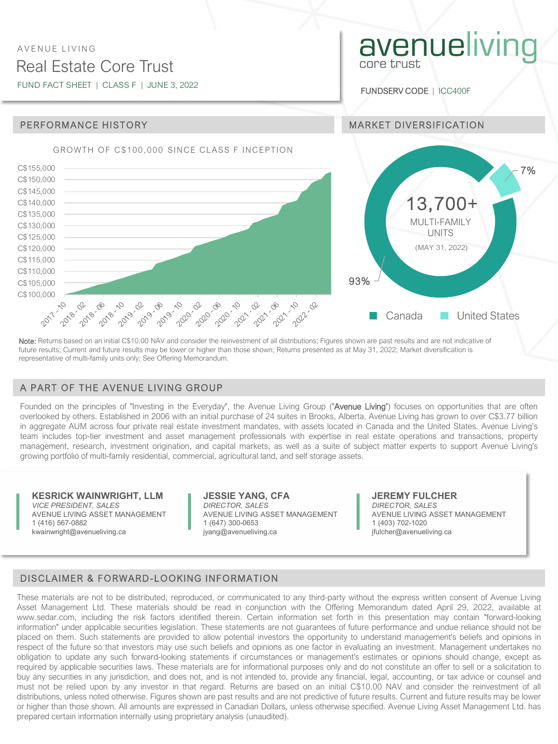AVENUE LIVING

# Real Estate Core Trust

FUND FACT SHEET | CLASS F | JUNE 3, 2022

avenueliving core trust

FUNDSERV CODE | ICC400F

## PERFORMANCE HISTORY

GROWTH OF C$100,000 SINCE CLASS F INCEPTION

C$155,000
C$150,000
C$145,000
C$140,000
C$135,000
C$130,000
C$125,000
C$120,000
C$115,000
C$110,000
C$105,000
C$100,000

2017 - 10
2018 - 02
2018 - 06
2018 - 10
2019 - 02
2019 - 06
2019 - 10
2020 - 02
2020 - 06
2020 - 10
2021 - 02
2021 - 06
2021 - 10
2022 - 02

## MARKET DIVERSIFICATION

13,700+
MULTI-FAMILY UNITS
(MAY 31, 2022)

7%
93%

Canada
United States

**Note:** Returns based on an initial C$10.00 NAV and consider the reinvestment of all distributions; Figures shown are past results and are not indicative of future results; Current and future results may be lower or higher than those shown; Returns presented as at May 31, 2022; Market diversification is representative of multi-family units only; See Offering Memorandum.

## A PART OF THE AVENUE LIVING GROUP

Founded on the principles of "Investing in the Everyday", the Avenue Living Group ("Avenue Living") focuses on opportunities that are often overlooked by others. Established in 2006 with an initial purchase of 24 suites in Brooks, Alberta, Avenue Living has grown to over C$3.77 billion in aggregate AUM across four private real estate investment mandates, with assets located in Canada and the United States. Avenue Living's team includes top-tier investment and asset management professionals with expertise in real estate operations and transactions, property management, research, investment origination, and capital markets, as well as a suite of subject matter experts to support Avenue Living's growing portfolio of multi-family residential, commercial, agricultural land, and self storage assets.

**KESRICK WAINWRIGHT, LLM**
*VICE PRESIDENT, SALES*
AVENUE LIVING ASSET MANAGEMENT
1 (416) 567-0882
kwainwright@avenueliving.ca

**JESSIE YANG, CFA**
*DIRECTOR, SALES*
AVENUE LIVING ASSET MANAGEMENT
1 (647) 300-0653
jyang@avenueliving.ca

**JEREMY FULCHER**
*DIRECTOR, SALES*
AVENUE LIVING ASSET MANAGEMENT
1 (403) 702-1020
jfulcher@avenueliving.ca

## DISCLAIMER & FORWARD-LOOKING INFORMATION

These materials are not to be distributed, reproduced, or communicated to any third-party without the express written consent of Avenue Living Asset Management Ltd. These materials should be read in conjunction with the Offering Memorandum dated April 29, 2022, available at www.sedar.com, including the risk factors identified therein. Certain information set forth in this presentation may contain "forward-looking information" under applicable securities legislation. These statements are not guarantees of future performance and undue reliance should not be placed on them. Such statements are provided to allow potential investors the opportunity to understand management's beliefs and opinions in respect of the future so that investors may use such beliefs and opinions as one factor in evaluating an investment. Management undertakes no obligation to update any such forward-looking statements if circumstances or management's estimates or opinions should change, except as required by applicable securities laws. These materials are for informational purposes only and do not constitute an offer to sell or a solicitation to buy any securities in any jurisdiction, and does not, and is not intended to, provide any financial, legal, accounting, or tax advice or counsel and must not be relied upon by any investor in that regard. Returns are based on an initial C$10.00 NAV and consider the reinvestment of all distributions, unless noted otherwise. Figures shown are past results and are not predictive of future results. Current and future results may be lower or higher than those shown. All amounts are expressed in Canadian Dollars, unless otherwise specified. Avenue Living Asset Management Ltd. has prepared certain information internally using proprietary analysis (unaudited).